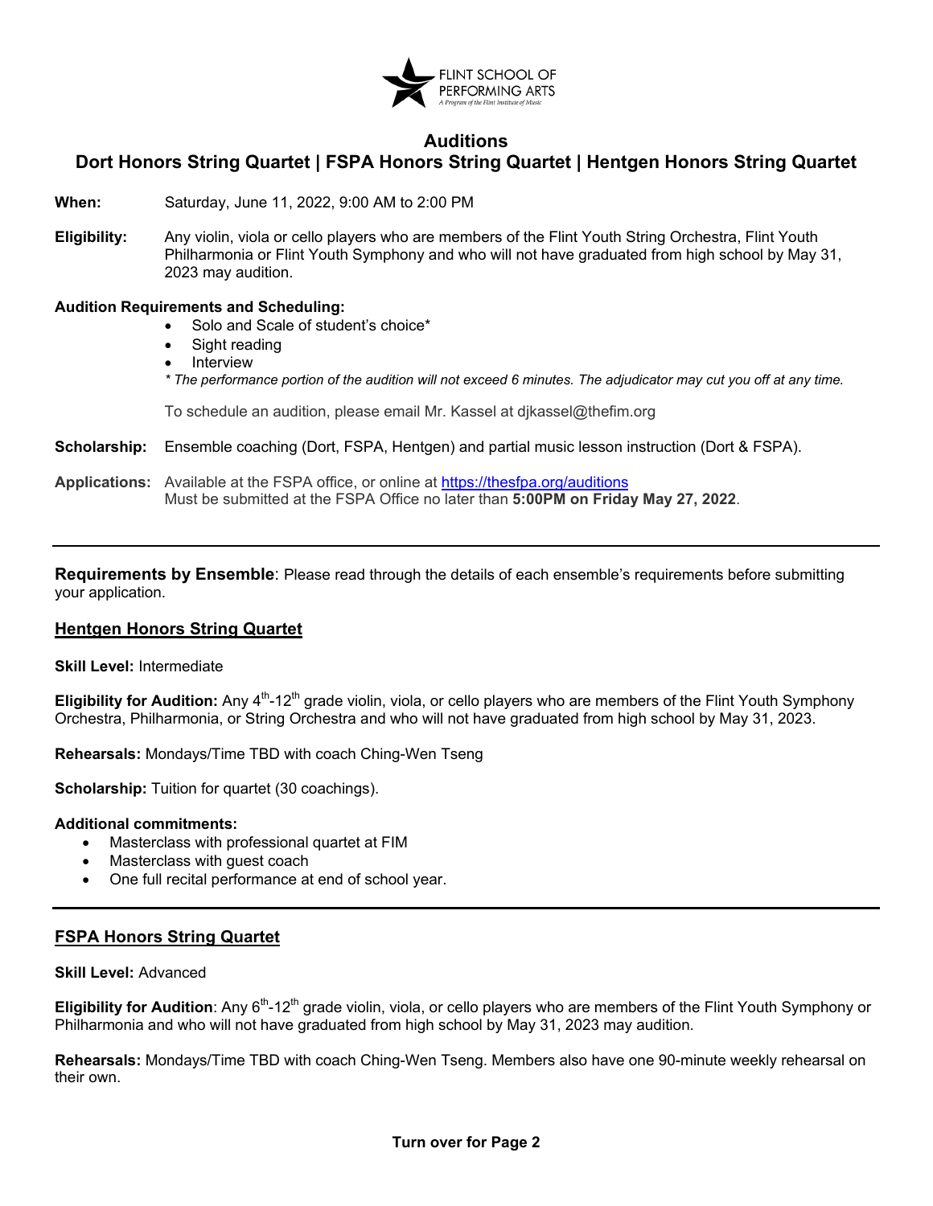FLINT SCHOOL OF PERFORMING ARTS
*A Program of the Flint Institute of Music*

# Auditions
## Dort Honors String Quartet | FSPA Honors String Quartet | Hentgen Honors String Quartet

**When:** Saturday, June 11, 2022, 9:00 AM to 2:00 PM

**Eligibility:** Any violin, viola or cello players who are members of the Flint Youth String Orchestra, Flint Youth Philharmonia or Flint Youth Symphony and who will not have graduated from high school by May 31, 2023 may audition.

**Audition Requirements and Scheduling:**

- Solo and Scale of student's choice*
- Sight reading
- Interview

*\* The performance portion of the audition will not exceed 6 minutes. The adjudicator may cut you off at any time.*

To schedule an audition, please email Mr. Kassel at djkassel@thefim.org

**Scholarship:** Ensemble coaching (Dort, FSPA, Hentgen) and partial music lesson instruction (Dort & FSPA).

**Applications:** Available at the FSPA office, or online at [https://thesfpa.org/auditions](https://thesfpa.org/auditions)
Must be submitted at the FSPA Office no later than **5:00PM on Friday May 27, 2022**.

---

**Requirements by Ensemble**: Please read through the details of each ensemble's requirements before submitting your application.

### Hentgen Honors String Quartet

**Skill Level:** Intermediate

**Eligibility for Audition:** Any 4th-12th grade violin, viola, or cello players who are members of the Flint Youth Symphony Orchestra, Philharmonia, or String Orchestra and who will not have graduated from high school by May 31, 2023.

**Rehearsals:** Mondays/Time TBD with coach Ching-Wen Tseng

**Scholarship:** Tuition for quartet (30 coachings).

**Additional commitments:**

- Masterclass with professional quartet at FIM
- Masterclass with guest coach
- One full recital performance at end of school year.

---

### FSPA Honors String Quartet

**Skill Level:** Advanced

**Eligibility for Audition**: Any 6th-12th grade violin, viola, or cello players who are members of the Flint Youth Symphony or Philharmonia and who will not have graduated from high school by May 31, 2023 may audition.

**Rehearsals:** Mondays/Time TBD with coach Ching-Wen Tseng. Members also have one 90-minute weekly rehearsal on their own.

**Turn over for Page 2**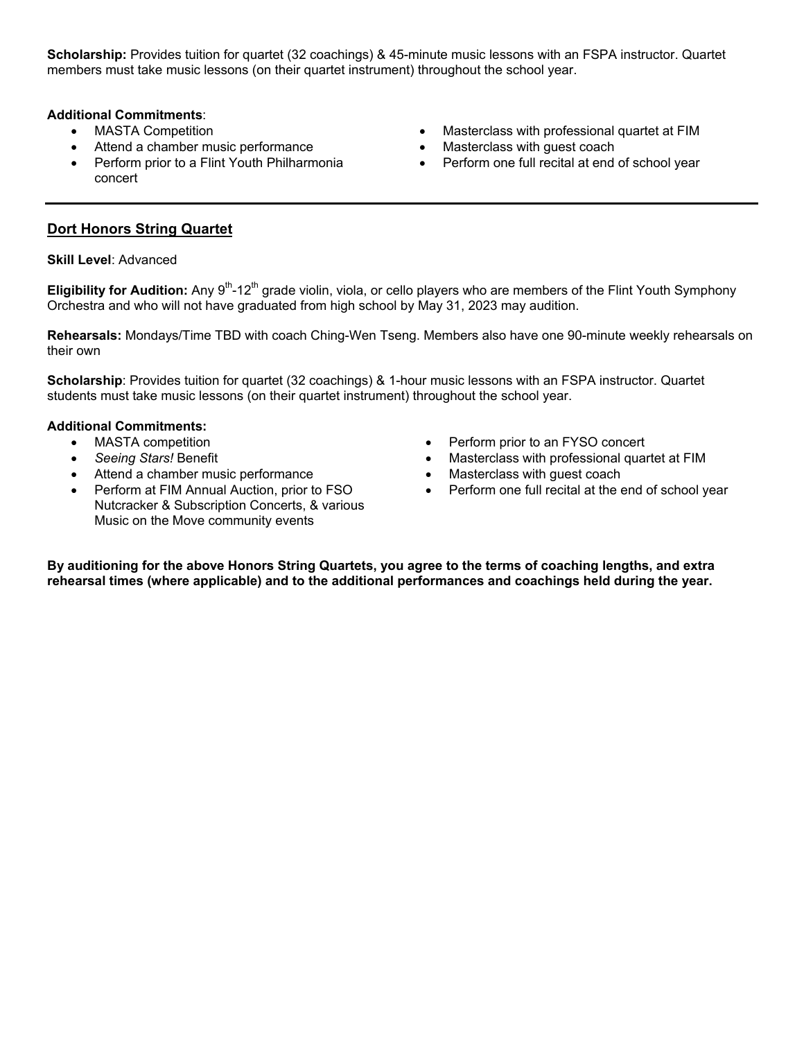**Scholarship:** Provides tuition for quartet (32 coachings) & 45-minute music lessons with an FSPA instructor. Quartet members must take music lessons (on their quartet instrument) throughout the school year.

**Additional Commitments**:

- MASTA Competition
- Attend a chamber music performance
- Perform prior to a Flint Youth Philharmonia concert
- Masterclass with professional quartet at FIM
- Masterclass with guest coach
- Perform one full recital at end of school year

---

## Dort Honors String Quartet

**Skill Level**: Advanced

**Eligibility for Audition:** Any 9th-12th grade violin, viola, or cello players who are members of the Flint Youth Symphony Orchestra and who will not have graduated from high school by May 31, 2023 may audition.

**Rehearsals:** Mondays/Time TBD with coach Ching-Wen Tseng. Members also have one 90-minute weekly rehearsals on their own

**Scholarship**: Provides tuition for quartet (32 coachings) & 1-hour music lessons with an FSPA instructor. Quartet students must take music lessons (on their quartet instrument) throughout the school year.

**Additional Commitments:**

- MASTA competition
- *Seeing Stars!* Benefit
- Attend a chamber music performance
- Perform at FIM Annual Auction, prior to FSO Nutcracker & Subscription Concerts, & various Music on the Move community events
- Perform prior to an FYSO concert
- Masterclass with professional quartet at FIM
- Masterclass with guest coach
- Perform one full recital at the end of school year

**By auditioning for the above Honors String Quartets, you agree to the terms of coaching lengths, and extra rehearsal times (where applicable) and to the additional performances and coachings held during the year.**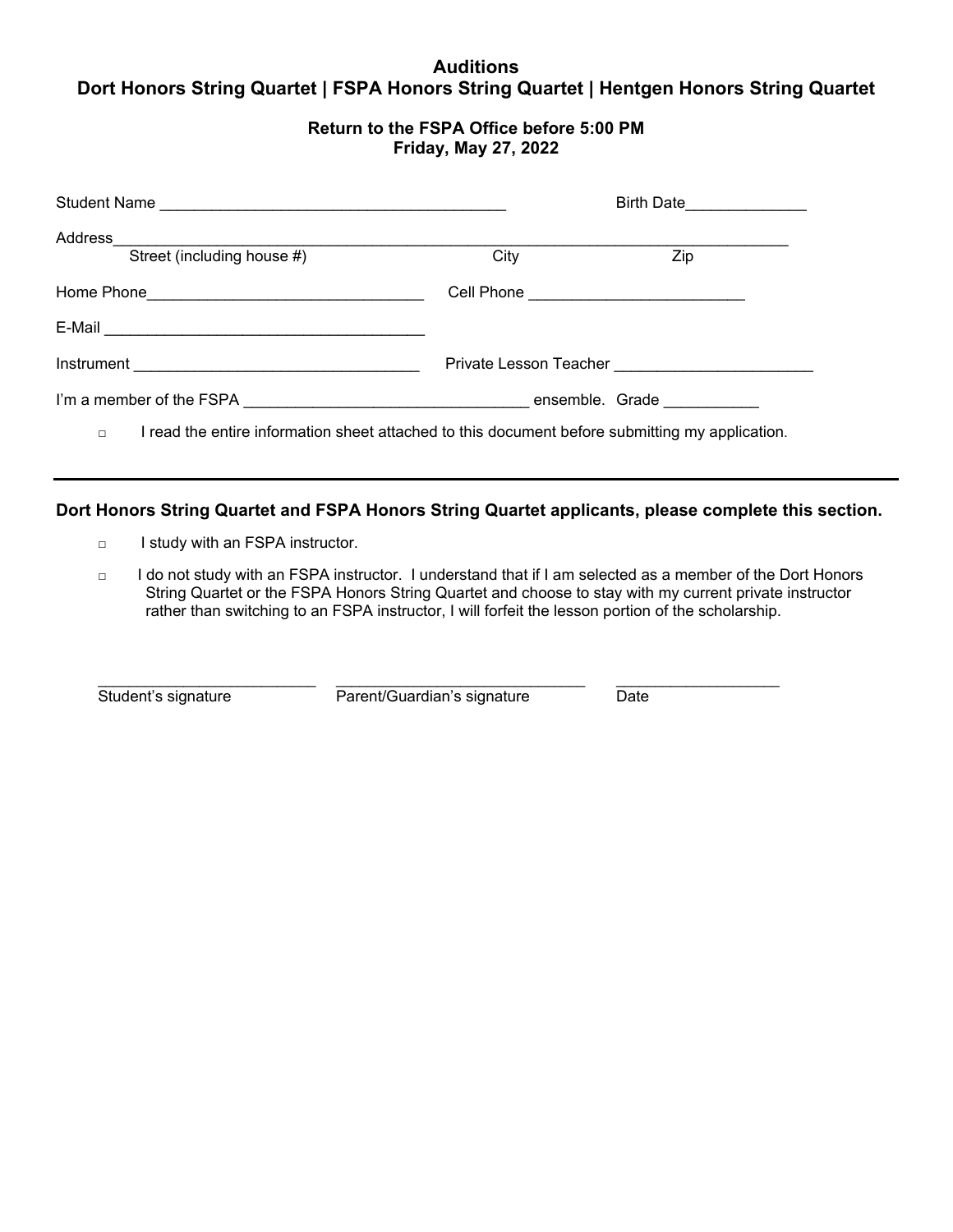## Auditions

## Dort Honors String Quartet | FSPA Honors String Quartet | Hentgen Honors String Quartet

**Return to the FSPA Office before 5:00 PM**
**Friday, May 27, 2022**

Student Name ________________________________________ Birth Date______________

Address_______________________________________________________________________________
Street (including house #) City Zip

Home Phone________________________________ Cell Phone _________________________

E-Mail _____________________________________

Instrument _________________________________ Private Lesson Teacher _______________________

I'm a member of the FSPA _________________________________ ensemble. Grade ___________

- ☐ I read the entire information sheet attached to this document before submitting my application.

---

**Dort Honors String Quartet and FSPA Honors String Quartet applicants, please complete this section.**

- ☐ I study with an FSPA instructor.
- ☐ I do not study with an FSPA instructor. I understand that if I am selected as a member of the Dort Honors String Quartet or the FSPA Honors String Quartet and choose to stay with my current private instructor rather than switching to an FSPA instructor, I will forfeit the lesson portion of the scholarship.

__________________________ ______________________________ ___________________
Student's signature Parent/Guardian's signature Date